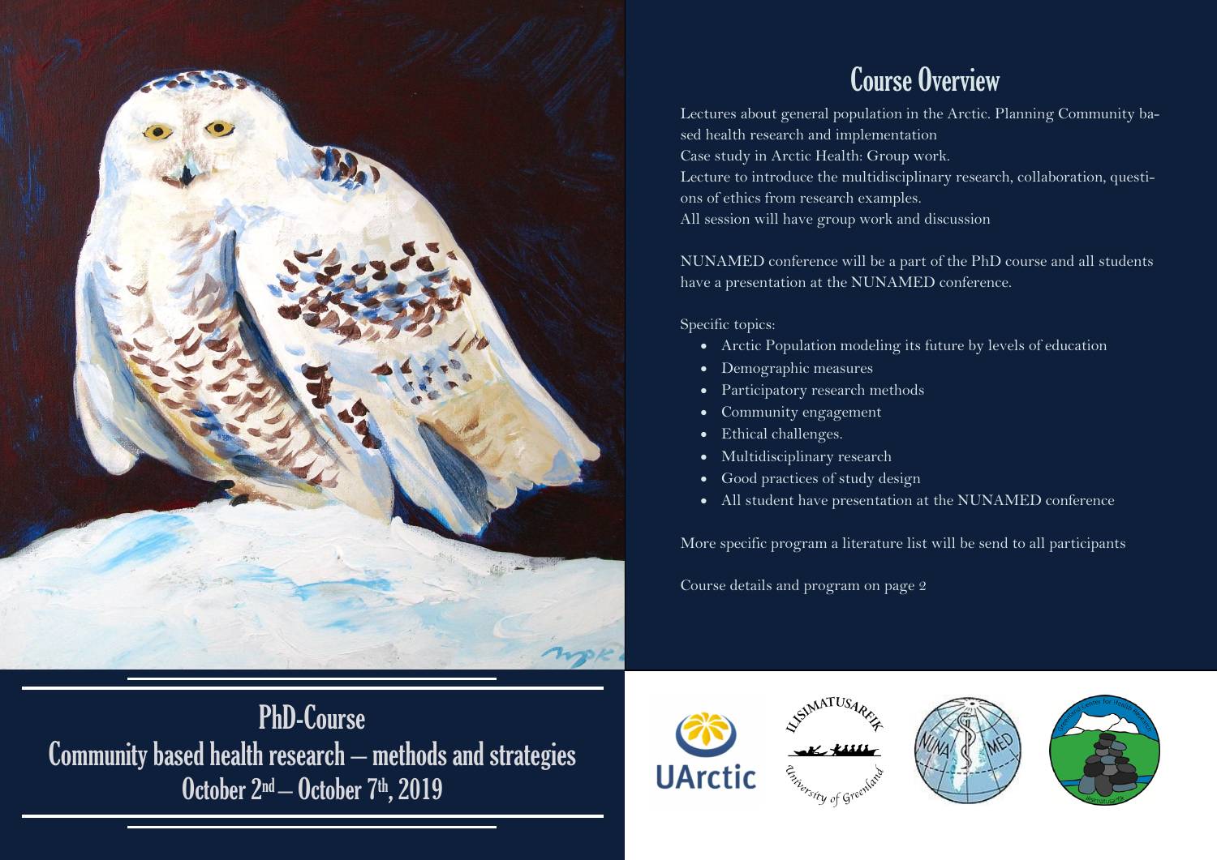# PhD-Course

# Community based health research – methods and strategies

## October 2nd – October 7th, 2019

## Course Overview

Lectures about general population in the Arctic. Planning Community based health research and implementation
Case study in Arctic Health: Group work.
Lecture to introduce the multidisciplinary research, collaboration, questions of ethics from research examples.
All session will have group work and discussion

NUNAMED conference will be a part of the PhD course and all students have a presentation at the NUNAMED conference.

Specific topics:

- Arctic Population modeling its future by levels of education
- Demographic measures
- Participatory research methods
- Community engagement
- Ethical challenges.
- Multidisciplinary research
- Good practices of study design
- All student have presentation at the NUNAMED conference

More specific program a literature list will be send to all participants

Course details and program on page 2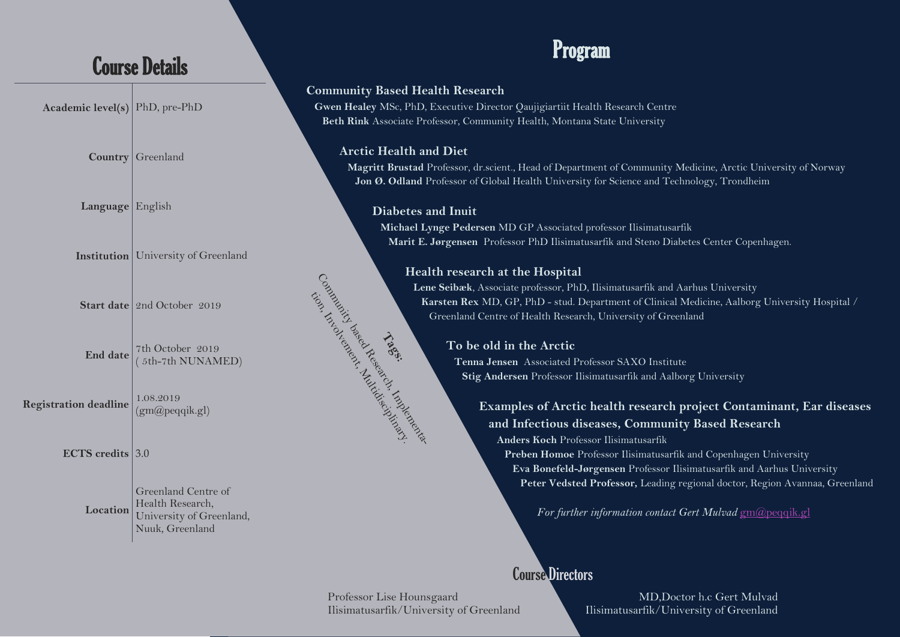## Course Details

| | |
|---|---|
| **Academic level(s)** | PhD, pre-PhD |
| **Country** | Greenland |
| **Language** | English |
| **Institution** | University of Greenland |
| **Start date** | 2nd October 2019 |
| **End date** | 7th October 2019 ( 5th-7th NUNAMED) |
| **Registration deadline** | 1.08.2019 (gm@peqqik.gl) |
| **ECTS credits** | 3.0 |
| **Location** | Greenland Centre of Health Research, University of Greenland, Nuuk, Greenland |

**Tags:** Community based Research, Implementation, Involvement, Multidisciplinary.

## Program

**Community Based Health Research**

**Gwen Healey** MSc, PhD, Executive Director Qaujigiartiit Health Research Centre
**Beth Rink** Associate Professor, Community Health, Montana State University

**Arctic Health and Diet**

**Magritt Brustad** Professor, dr.scient., Head of Department of Community Medicine, Arctic University of Norway
**Jon Ø. Odland** Professor of Global Health University for Science and Technology, Trondheim

**Diabetes and Inuit**

**Michael Lynge Pedersen** MD GP Associated professor Ilisimatusarfik
**Marit E. Jørgensen** Professor PhD Ilisimatusarfik and Steno Diabetes Center Copenhagen.

**Health research at the Hospital**

**Lene Seibæk**, Associate professor, PhD, Ilisimatusarfik and Aarhus University
**Karsten Rex** MD, GP, PhD - stud. Department of Clinical Medicine, Aalborg University Hospital / Greenland Centre of Health Research, University of Greenland

**To be old in the Arctic**

**Tenna Jensen** Associated Professor SAXO Institute
**Stig Andersen** Professor Ilisimatusarfik and Aalborg University

**Examples of Arctic health research project Contaminant, Ear diseases and Infectious diseases, Community Based Research**

**Anders Koch** Professor Ilisimatusarfik
**Preben Homoe** Professor Ilisimatusarfik and Copenhagen University
**Eva Bonefeld-Jørgensen** Professor Ilisimatusarfik and Aarhus University
**Peter Vedsted Professor,** Leading regional doctor, Region Avannaa, Greenland

*For further information contact Gert Mulvad* gm@peqqik.gl

## Course Directors

Professor Lise Hounsgaard
Ilisimatusarfik/University of Greenland

MD,Doctor h.c Gert Mulvad
Ilisimatusarfik/University of Greenland